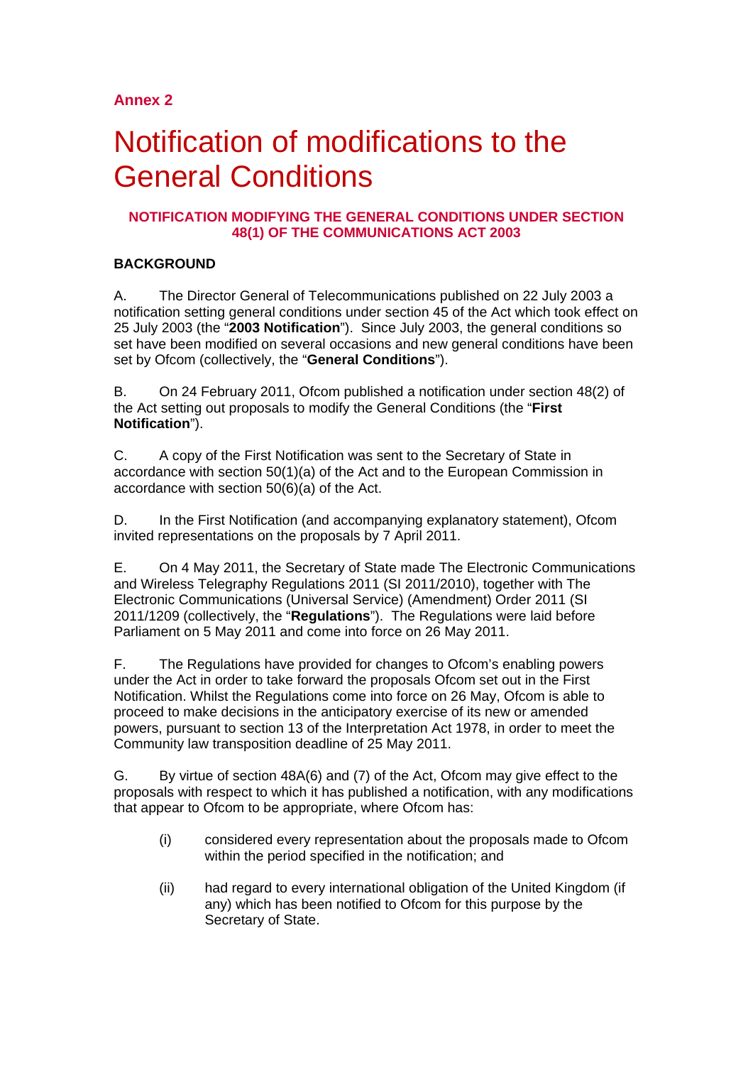**Annex 2**

# Notification of modifications to the General Conditions

### NOTIFICATION MODIFYING THE GENERAL CONDITIONS UNDER SECTION 48(1) OF THE COMMUNICATIONS ACT 2003

**BACKGROUND**

A. The Director General of Telecommunications published on 22 July 2003 a notification setting general conditions under section 45 of the Act which took effect on 25 July 2003 (the "**2003 Notification**"). Since July 2003, the general conditions so set have been modified on several occasions and new general conditions have been set by Ofcom (collectively, the "**General Conditions**").

B. On 24 February 2011, Ofcom published a notification under section 48(2) of the Act setting out proposals to modify the General Conditions (the "**First Notification**").

C. A copy of the First Notification was sent to the Secretary of State in accordance with section 50(1)(a) of the Act and to the European Commission in accordance with section 50(6)(a) of the Act.

D. In the First Notification (and accompanying explanatory statement), Ofcom invited representations on the proposals by 7 April 2011.

E. On 4 May 2011, the Secretary of State made The Electronic Communications and Wireless Telegraphy Regulations 2011 (SI 2011/2010), together with The Electronic Communications (Universal Service) (Amendment) Order 2011 (SI 2011/1209 (collectively, the "**Regulations**"). The Regulations were laid before Parliament on 5 May 2011 and come into force on 26 May 2011.

F. The Regulations have provided for changes to Ofcom's enabling powers under the Act in order to take forward the proposals Ofcom set out in the First Notification. Whilst the Regulations come into force on 26 May, Ofcom is able to proceed to make decisions in the anticipatory exercise of its new or amended powers, pursuant to section 13 of the Interpretation Act 1978, in order to meet the Community law transposition deadline of 25 May 2011.

G. By virtue of section 48A(6) and (7) of the Act, Ofcom may give effect to the proposals with respect to which it has published a notification, with any modifications that appear to Ofcom to be appropriate, where Ofcom has:

(i) considered every representation about the proposals made to Ofcom within the period specified in the notification; and

(ii) had regard to every international obligation of the United Kingdom (if any) which has been notified to Ofcom for this purpose by the Secretary of State.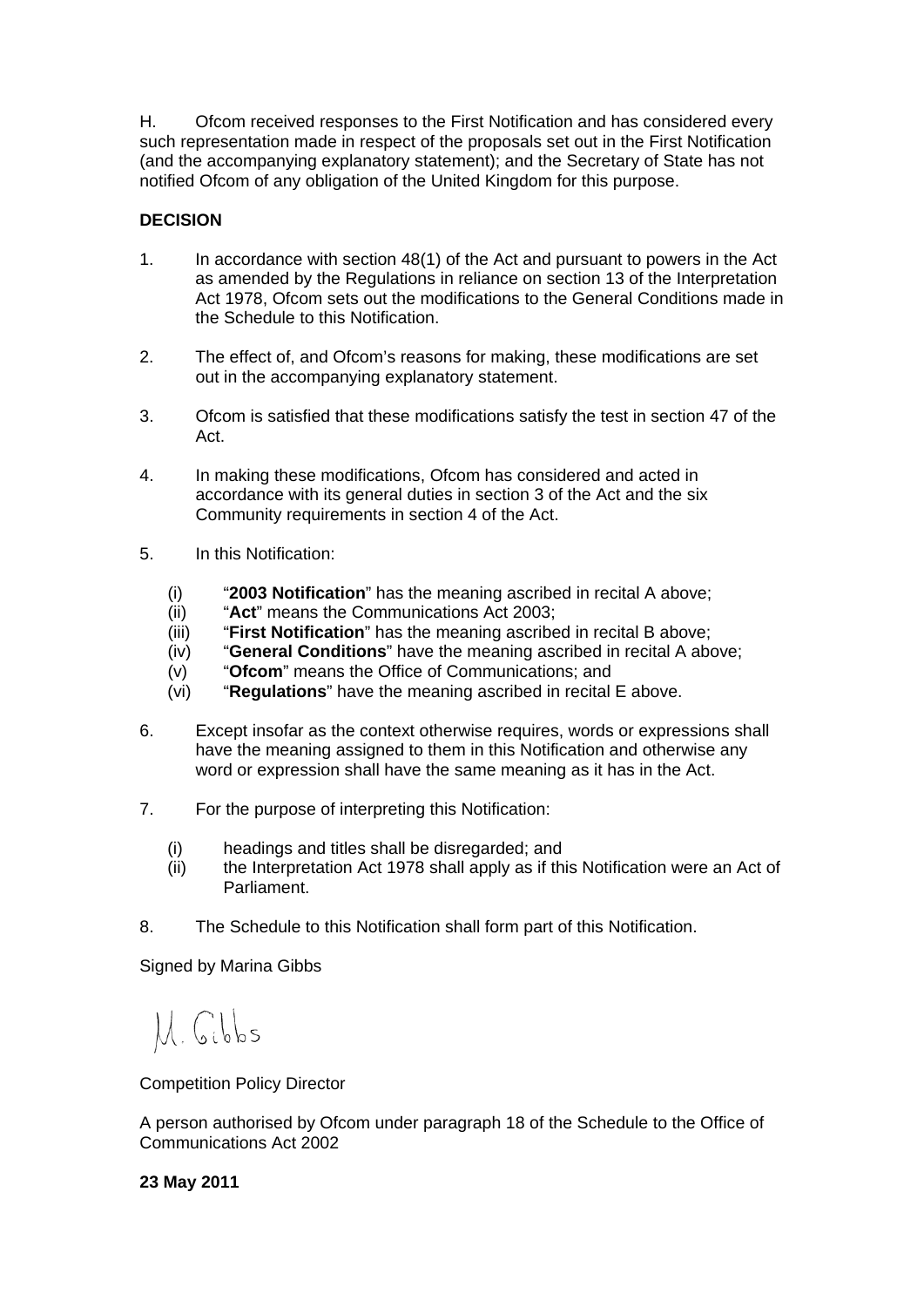H. Ofcom received responses to the First Notification and has considered every such representation made in respect of the proposals set out in the First Notification (and the accompanying explanatory statement); and the Secretary of State has not notified Ofcom of any obligation of the United Kingdom for this purpose.

**DECISION**

1. In accordance with section 48(1) of the Act and pursuant to powers in the Act as amended by the Regulations in reliance on section 13 of the Interpretation Act 1978, Ofcom sets out the modifications to the General Conditions made in the Schedule to this Notification.

2. The effect of, and Ofcom's reasons for making, these modifications are set out in the accompanying explanatory statement.

3. Ofcom is satisfied that these modifications satisfy the test in section 47 of the Act.

4. In making these modifications, Ofcom has considered and acted in accordance with its general duties in section 3 of the Act and the six Community requirements in section 4 of the Act.

5. In this Notification:

   (i) "**2003 Notification**" has the meaning ascribed in recital A above;
   (ii) "**Act**" means the Communications Act 2003;
   (iii) "**First Notification**" has the meaning ascribed in recital B above;
   (iv) "**General Conditions**" have the meaning ascribed in recital A above;
   (v) "**Ofcom**" means the Office of Communications; and
   (vi) "**Regulations**" have the meaning ascribed in recital E above.

6. Except insofar as the context otherwise requires, words or expressions shall have the meaning assigned to them in this Notification and otherwise any word or expression shall have the same meaning as it has in the Act.

7. For the purpose of interpreting this Notification:

   (i) headings and titles shall be disregarded; and
   (ii) the Interpretation Act 1978 shall apply as if this Notification were an Act of Parliament.

8. The Schedule to this Notification shall form part of this Notification.

Signed by Marina Gibbs

M. Gibbs

Competition Policy Director

A person authorised by Ofcom under paragraph 18 of the Schedule to the Office of Communications Act 2002

**23 May 2011**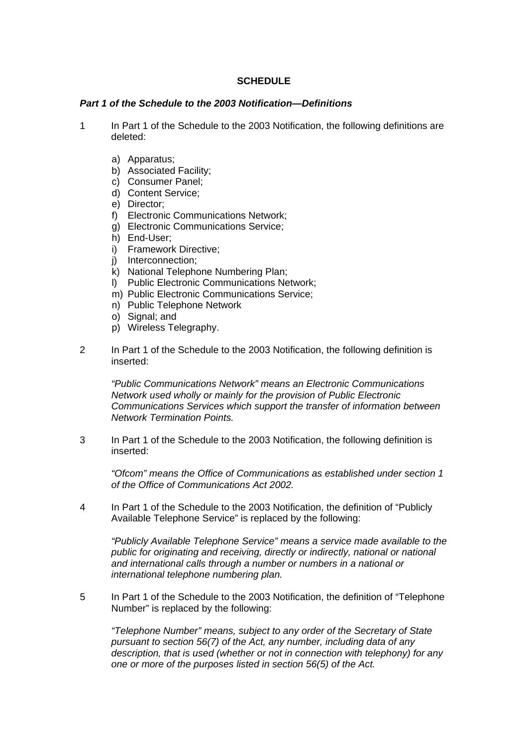**SCHEDULE**

***Part 1 of the Schedule to the 2003 Notification—Definitions***

1 In Part 1 of the Schedule to the 2003 Notification, the following definitions are deleted:

a) Apparatus;
b) Associated Facility;
c) Consumer Panel;
d) Content Service;
e) Director;
f) Electronic Communications Network;
g) Electronic Communications Service;
h) End-User;
i) Framework Directive;
j) Interconnection;
k) National Telephone Numbering Plan;
l) Public Electronic Communications Network;
m) Public Electronic Communications Service;
n) Public Telephone Network
o) Signal; and
p) Wireless Telegraphy.

2 In Part 1 of the Schedule to the 2003 Notification, the following definition is inserted:

*"Public Communications Network" means an Electronic Communications Network used wholly or mainly for the provision of Public Electronic Communications Services which support the transfer of information between Network Termination Points.*

3 In Part 1 of the Schedule to the 2003 Notification, the following definition is inserted:

*"Ofcom" means the Office of Communications as established under section 1 of the Office of Communications Act 2002.*

4 In Part 1 of the Schedule to the 2003 Notification, the definition of "Publicly Available Telephone Service" is replaced by the following:

*"Publicly Available Telephone Service" means a service made available to the public for originating and receiving, directly or indirectly, national or national and international calls through a number or numbers in a national or international telephone numbering plan.*

5 In Part 1 of the Schedule to the 2003 Notification, the definition of "Telephone Number" is replaced by the following:

*"Telephone Number" means, subject to any order of the Secretary of State pursuant to section 56(7) of the Act, any number, including data of any description, that is used (whether or not in connection with telephony) for any one or more of the purposes listed in section 56(5) of the Act.*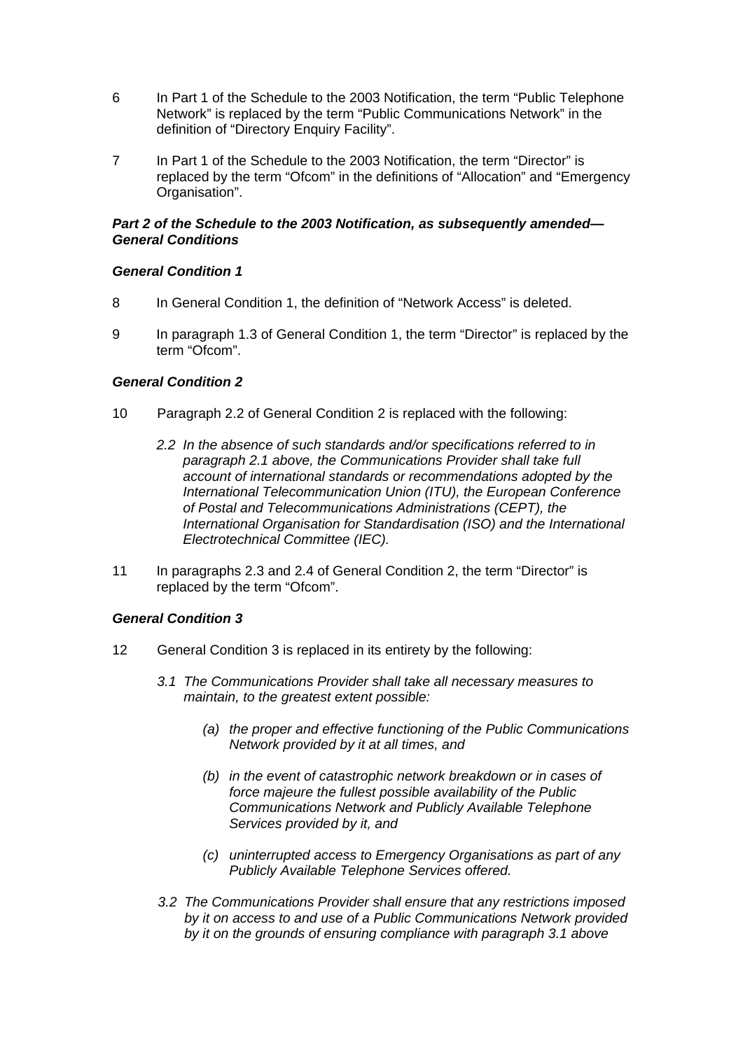6 In Part 1 of the Schedule to the 2003 Notification, the term "Public Telephone Network" is replaced by the term "Public Communications Network" in the definition of "Directory Enquiry Facility".

7 In Part 1 of the Schedule to the 2003 Notification, the term "Director" is replaced by the term "Ofcom" in the definitions of "Allocation" and "Emergency Organisation".

***Part 2 of the Schedule to the 2003 Notification, as subsequently amended—General Conditions***

***General Condition 1***

8 In General Condition 1, the definition of "Network Access" is deleted.

9 In paragraph 1.3 of General Condition 1, the term "Director" is replaced by the term "Ofcom".

***General Condition 2***

10 Paragraph 2.2 of General Condition 2 is replaced with the following:

> *2.2 In the absence of such standards and/or specifications referred to in paragraph 2.1 above, the Communications Provider shall take full account of international standards or recommendations adopted by the International Telecommunication Union (ITU), the European Conference of Postal and Telecommunications Administrations (CEPT), the International Organisation for Standardisation (ISO) and the International Electrotechnical Committee (IEC).*

11 In paragraphs 2.3 and 2.4 of General Condition 2, the term "Director" is replaced by the term "Ofcom".

***General Condition 3***

12 General Condition 3 is replaced in its entirety by the following:

> *3.1 The Communications Provider shall take all necessary measures to maintain, to the greatest extent possible:*
>
> *(a) the proper and effective functioning of the Public Communications Network provided by it at all times, and*
>
> *(b) in the event of catastrophic network breakdown or in cases of force majeure the fullest possible availability of the Public Communications Network and Publicly Available Telephone Services provided by it, and*
>
> *(c) uninterrupted access to Emergency Organisations as part of any Publicly Available Telephone Services offered.*
>
> *3.2 The Communications Provider shall ensure that any restrictions imposed by it on access to and use of a Public Communications Network provided by it on the grounds of ensuring compliance with paragraph 3.1 above*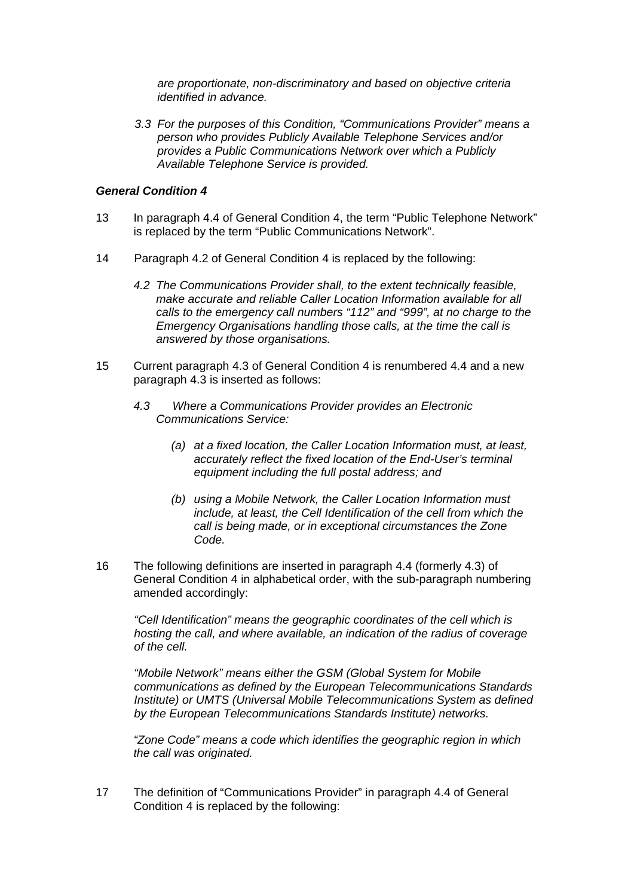*are proportionate, non-discriminatory and based on objective criteria identified in advance.*

*3.3 For the purposes of this Condition, "Communications Provider" means a person who provides Publicly Available Telephone Services and/or provides a Public Communications Network over which a Publicly Available Telephone Service is provided.*

***General Condition 4***

13 In paragraph 4.4 of General Condition 4, the term "Public Telephone Network" is replaced by the term "Public Communications Network".

14 Paragraph 4.2 of General Condition 4 is replaced by the following:

*4.2 The Communications Provider shall, to the extent technically feasible, make accurate and reliable Caller Location Information available for all calls to the emergency call numbers "112" and "999", at no charge to the Emergency Organisations handling those calls, at the time the call is answered by those organisations.*

15 Current paragraph 4.3 of General Condition 4 is renumbered 4.4 and a new paragraph 4.3 is inserted as follows:

*4.3 Where a Communications Provider provides an Electronic Communications Service:*

*(a) at a fixed location, the Caller Location Information must, at least, accurately reflect the fixed location of the End-User's terminal equipment including the full postal address; and*

*(b) using a Mobile Network, the Caller Location Information must include, at least, the Cell Identification of the cell from which the call is being made, or in exceptional circumstances the Zone Code.*

16 The following definitions are inserted in paragraph 4.4 (formerly 4.3) of General Condition 4 in alphabetical order, with the sub-paragraph numbering amended accordingly:

*"Cell Identification" means the geographic coordinates of the cell which is hosting the call, and where available, an indication of the radius of coverage of the cell.*

*"Mobile Network" means either the GSM (Global System for Mobile communications as defined by the European Telecommunications Standards Institute) or UMTS (Universal Mobile Telecommunications System as defined by the European Telecommunications Standards Institute) networks.*

*"Zone Code" means a code which identifies the geographic region in which the call was originated.*

17 The definition of "Communications Provider" in paragraph 4.4 of General Condition 4 is replaced by the following: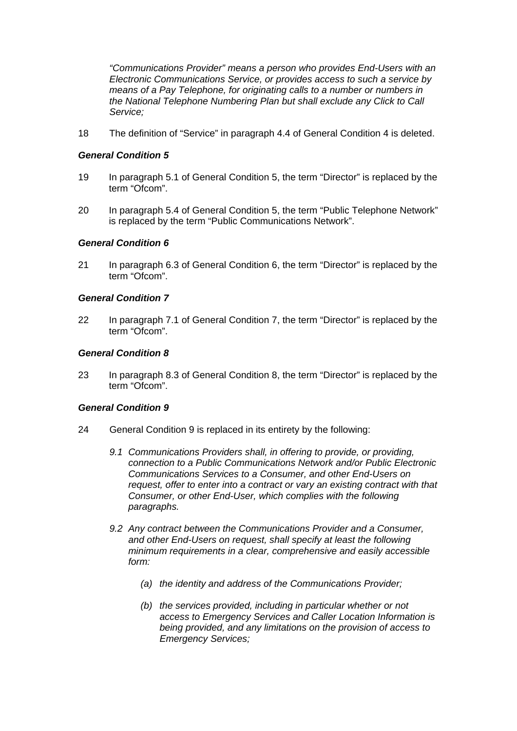*"Communications Provider" means a person who provides End-Users with an Electronic Communications Service, or provides access to such a service by means of a Pay Telephone, for originating calls to a number or numbers in the National Telephone Numbering Plan but shall exclude any Click to Call Service;*

18 The definition of "Service" in paragraph 4.4 of General Condition 4 is deleted.

***General Condition 5***

19 In paragraph 5.1 of General Condition 5, the term "Director" is replaced by the term "Ofcom".

20 In paragraph 5.4 of General Condition 5, the term "Public Telephone Network" is replaced by the term "Public Communications Network".

***General Condition 6***

21 In paragraph 6.3 of General Condition 6, the term "Director" is replaced by the term "Ofcom".

***General Condition 7***

22 In paragraph 7.1 of General Condition 7, the term "Director" is replaced by the term "Ofcom".

***General Condition 8***

23 In paragraph 8.3 of General Condition 8, the term "Director" is replaced by the term "Ofcom".

***General Condition 9***

24 General Condition 9 is replaced in its entirety by the following:

*9.1 Communications Providers shall, in offering to provide, or providing, connection to a Public Communications Network and/or Public Electronic Communications Services to a Consumer, and other End-Users on request, offer to enter into a contract or vary an existing contract with that Consumer, or other End-User, which complies with the following paragraphs.*

*9.2 Any contract between the Communications Provider and a Consumer, and other End-Users on request, shall specify at least the following minimum requirements in a clear, comprehensive and easily accessible form:*

*(a) the identity and address of the Communications Provider;*

*(b) the services provided, including in particular whether or not access to Emergency Services and Caller Location Information is being provided, and any limitations on the provision of access to Emergency Services;*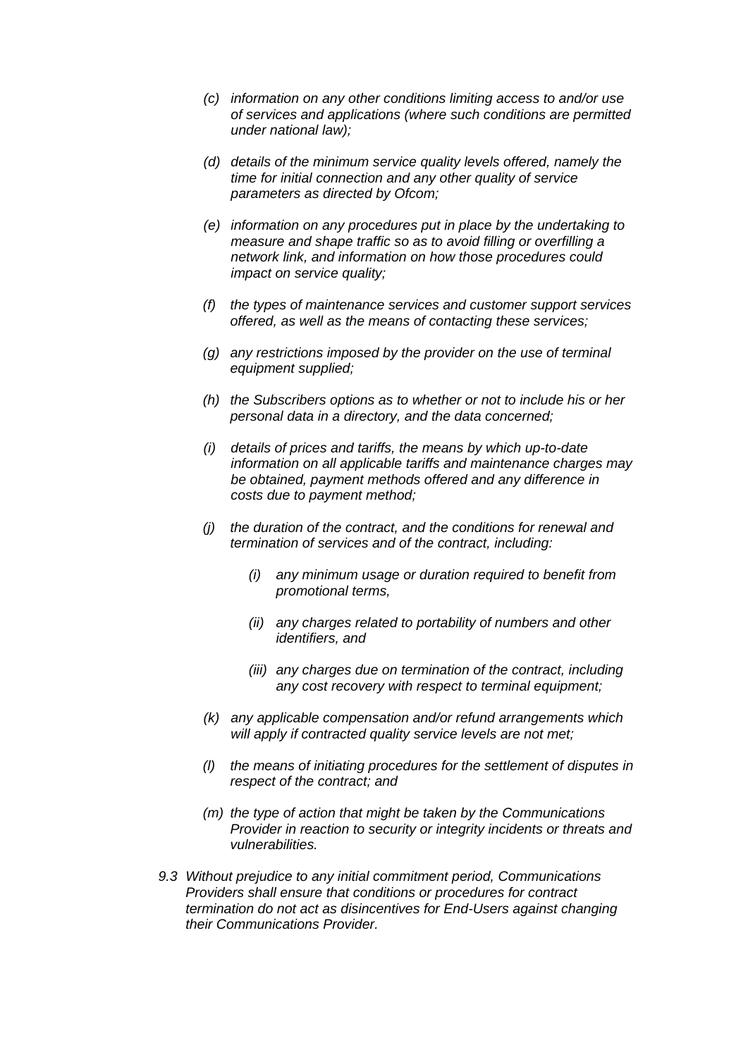*(c) information on any other conditions limiting access to and/or use of services and applications (where such conditions are permitted under national law);*

*(d) details of the minimum service quality levels offered, namely the time for initial connection and any other quality of service parameters as directed by Ofcom;*

*(e) information on any procedures put in place by the undertaking to measure and shape traffic so as to avoid filling or overfilling a network link, and information on how those procedures could impact on service quality;*

*(f) the types of maintenance services and customer support services offered, as well as the means of contacting these services;*

*(g) any restrictions imposed by the provider on the use of terminal equipment supplied;*

*(h) the Subscribers options as to whether or not to include his or her personal data in a directory, and the data concerned;*

*(i) details of prices and tariffs, the means by which up-to-date information on all applicable tariffs and maintenance charges may be obtained, payment methods offered and any difference in costs due to payment method;*

*(j) the duration of the contract, and the conditions for renewal and termination of services and of the contract, including:*

*(i) any minimum usage or duration required to benefit from promotional terms,*

*(ii) any charges related to portability of numbers and other identifiers, and*

*(iii) any charges due on termination of the contract, including any cost recovery with respect to terminal equipment;*

*(k) any applicable compensation and/or refund arrangements which will apply if contracted quality service levels are not met;*

*(l) the means of initiating procedures for the settlement of disputes in respect of the contract; and*

*(m) the type of action that might be taken by the Communications Provider in reaction to security or integrity incidents or threats and vulnerabilities.*

*9.3 Without prejudice to any initial commitment period, Communications Providers shall ensure that conditions or procedures for contract termination do not act as disincentives for End-Users against changing their Communications Provider.*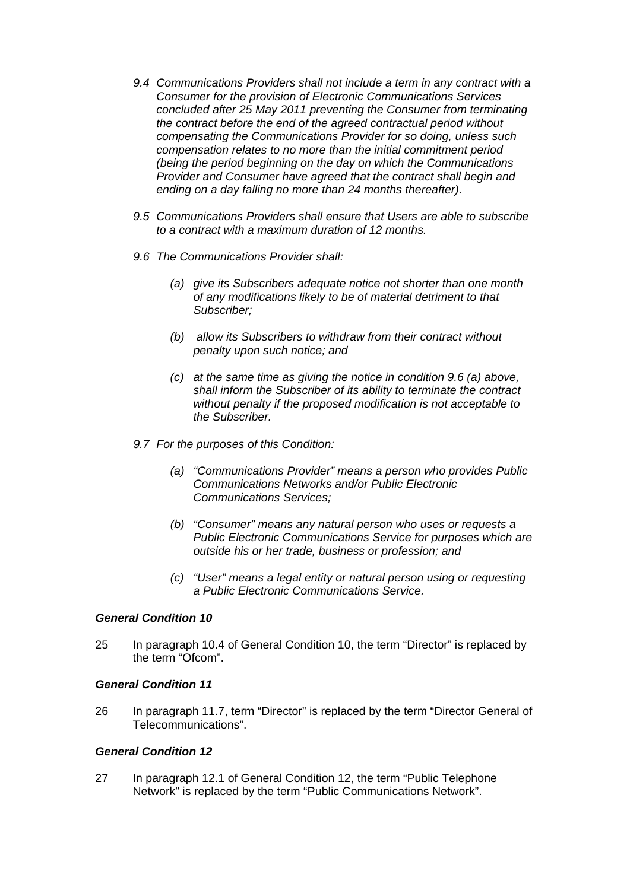*9.4 Communications Providers shall not include a term in any contract with a Consumer for the provision of Electronic Communications Services concluded after 25 May 2011 preventing the Consumer from terminating the contract before the end of the agreed contractual period without compensating the Communications Provider for so doing, unless such compensation relates to no more than the initial commitment period (being the period beginning on the day on which the Communications Provider and Consumer have agreed that the contract shall begin and ending on a day falling no more than 24 months thereafter).*

*9.5 Communications Providers shall ensure that Users are able to subscribe to a contract with a maximum duration of 12 months.*

*9.6 The Communications Provider shall:*

> *(a) give its Subscribers adequate notice not shorter than one month of any modifications likely to be of material detriment to that Subscriber;*
>
> *(b) allow its Subscribers to withdraw from their contract without penalty upon such notice; and*
>
> *(c) at the same time as giving the notice in condition 9.6 (a) above, shall inform the Subscriber of its ability to terminate the contract without penalty if the proposed modification is not acceptable to the Subscriber.*

*9.7 For the purposes of this Condition:*

> *(a) "Communications Provider" means a person who provides Public Communications Networks and/or Public Electronic Communications Services;*
>
> *(b) "Consumer" means any natural person who uses or requests a Public Electronic Communications Service for purposes which are outside his or her trade, business or profession; and*
>
> *(c) "User" means a legal entity or natural person using or requesting a Public Electronic Communications Service.*

***General Condition 10***

25 In paragraph 10.4 of General Condition 10, the term "Director" is replaced by the term "Ofcom".

***General Condition 11***

26 In paragraph 11.7, term "Director" is replaced by the term "Director General of Telecommunications".

***General Condition 12***

27 In paragraph 12.1 of General Condition 12, the term "Public Telephone Network" is replaced by the term "Public Communications Network".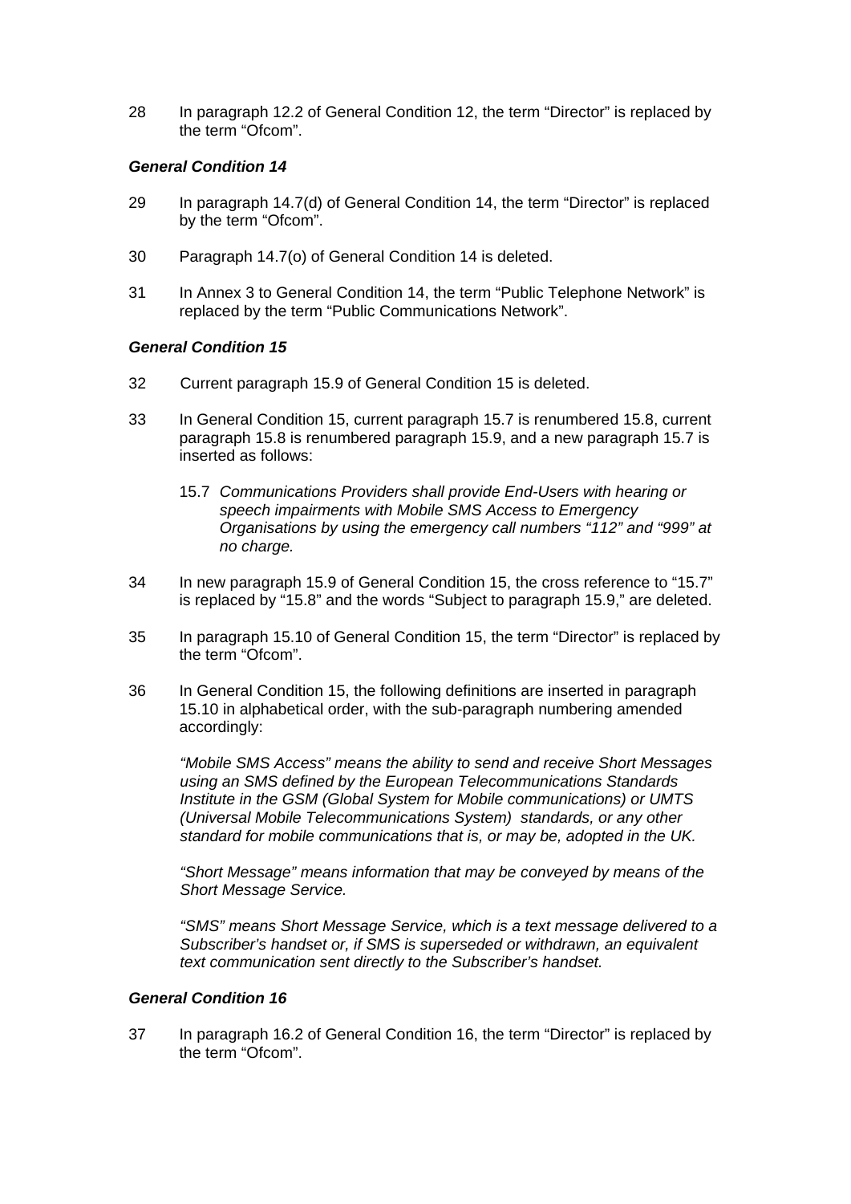28 In paragraph 12.2 of General Condition 12, the term "Director" is replaced by the term "Ofcom".

### *General Condition 14*

29 In paragraph 14.7(d) of General Condition 14, the term "Director" is replaced by the term "Ofcom".

30 Paragraph 14.7(o) of General Condition 14 is deleted.

31 In Annex 3 to General Condition 14, the term "Public Telephone Network" is replaced by the term "Public Communications Network".

### *General Condition 15*

32 Current paragraph 15.9 of General Condition 15 is deleted.

33 In General Condition 15, current paragraph 15.7 is renumbered 15.8, current paragraph 15.8 is renumbered paragraph 15.9, and a new paragraph 15.7 is inserted as follows:

> 15.7 *Communications Providers shall provide End-Users with hearing or speech impairments with Mobile SMS Access to Emergency Organisations by using the emergency call numbers "112" and "999" at no charge.*

34 In new paragraph 15.9 of General Condition 15, the cross reference to "15.7" is replaced by "15.8" and the words "Subject to paragraph 15.9," are deleted.

35 In paragraph 15.10 of General Condition 15, the term "Director" is replaced by the term "Ofcom".

36 In General Condition 15, the following definitions are inserted in paragraph 15.10 in alphabetical order, with the sub-paragraph numbering amended accordingly:

> *"Mobile SMS Access" means the ability to send and receive Short Messages using an SMS defined by the European Telecommunications Standards Institute in the GSM (Global System for Mobile communications) or UMTS (Universal Mobile Telecommunications System) standards, or any other standard for mobile communications that is, or may be, adopted in the UK.*
>
> *"Short Message" means information that may be conveyed by means of the Short Message Service.*
>
> *"SMS" means Short Message Service, which is a text message delivered to a Subscriber's handset or, if SMS is superseded or withdrawn, an equivalent text communication sent directly to the Subscriber's handset.*

### *General Condition 16*

37 In paragraph 16.2 of General Condition 16, the term "Director" is replaced by the term "Ofcom".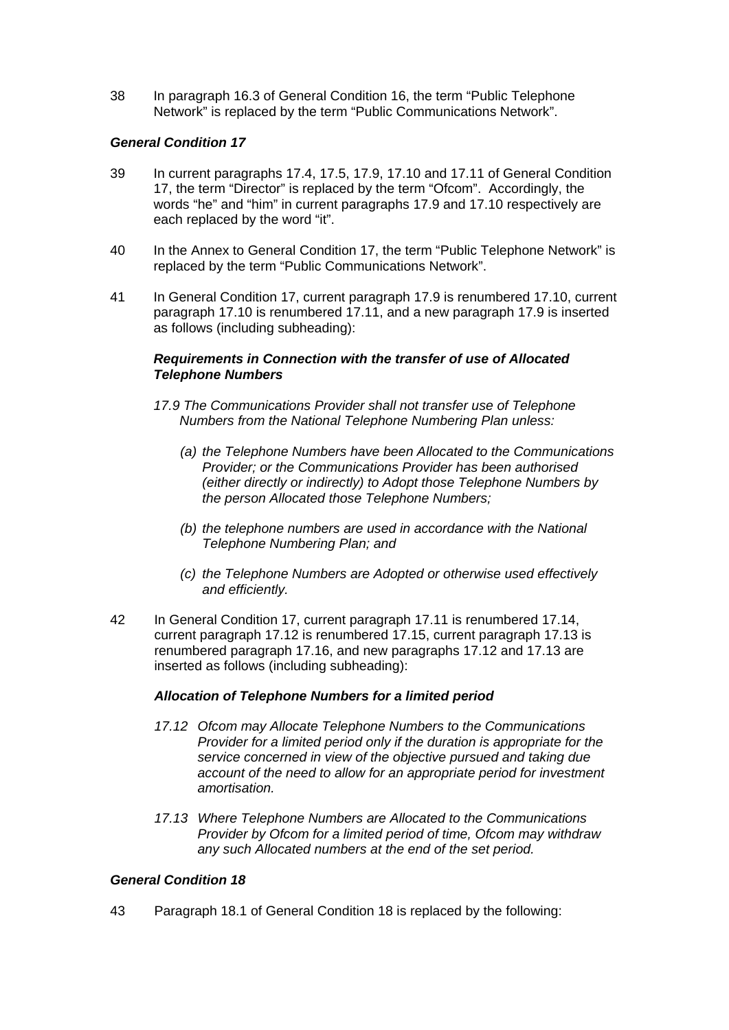38 In paragraph 16.3 of General Condition 16, the term “Public Telephone Network” is replaced by the term “Public Communications Network”.

***General Condition 17***

39 In current paragraphs 17.4, 17.5, 17.9, 17.10 and 17.11 of General Condition 17, the term “Director” is replaced by the term “Ofcom”. Accordingly, the words “he” and “him” in current paragraphs 17.9 and 17.10 respectively are each replaced by the word “it”.

40 In the Annex to General Condition 17, the term “Public Telephone Network” is replaced by the term “Public Communications Network”.

41 In General Condition 17, current paragraph 17.9 is renumbered 17.10, current paragraph 17.10 is renumbered 17.11, and a new paragraph 17.9 is inserted as follows (including subheading):

***Requirements in Connection with the transfer of use of Allocated Telephone Numbers***

*17.9 The Communications Provider shall not transfer use of Telephone Numbers from the National Telephone Numbering Plan unless:*

*(a) the Telephone Numbers have been Allocated to the Communications Provider; or the Communications Provider has been authorised (either directly or indirectly) to Adopt those Telephone Numbers by the person Allocated those Telephone Numbers;*

*(b) the telephone numbers are used in accordance with the National Telephone Numbering Plan; and*

*(c) the Telephone Numbers are Adopted or otherwise used effectively and efficiently.*

42 In General Condition 17, current paragraph 17.11 is renumbered 17.14, current paragraph 17.12 is renumbered 17.15, current paragraph 17.13 is renumbered paragraph 17.16, and new paragraphs 17.12 and 17.13 are inserted as follows (including subheading):

***Allocation of Telephone Numbers for a limited period***

*17.12 Ofcom may Allocate Telephone Numbers to the Communications Provider for a limited period only if the duration is appropriate for the service concerned in view of the objective pursued and taking due account of the need to allow for an appropriate period for investment amortisation.*

*17.13 Where Telephone Numbers are Allocated to the Communications Provider by Ofcom for a limited period of time, Ofcom may withdraw any such Allocated numbers at the end of the set period.*

***General Condition 18***

43 Paragraph 18.1 of General Condition 18 is replaced by the following: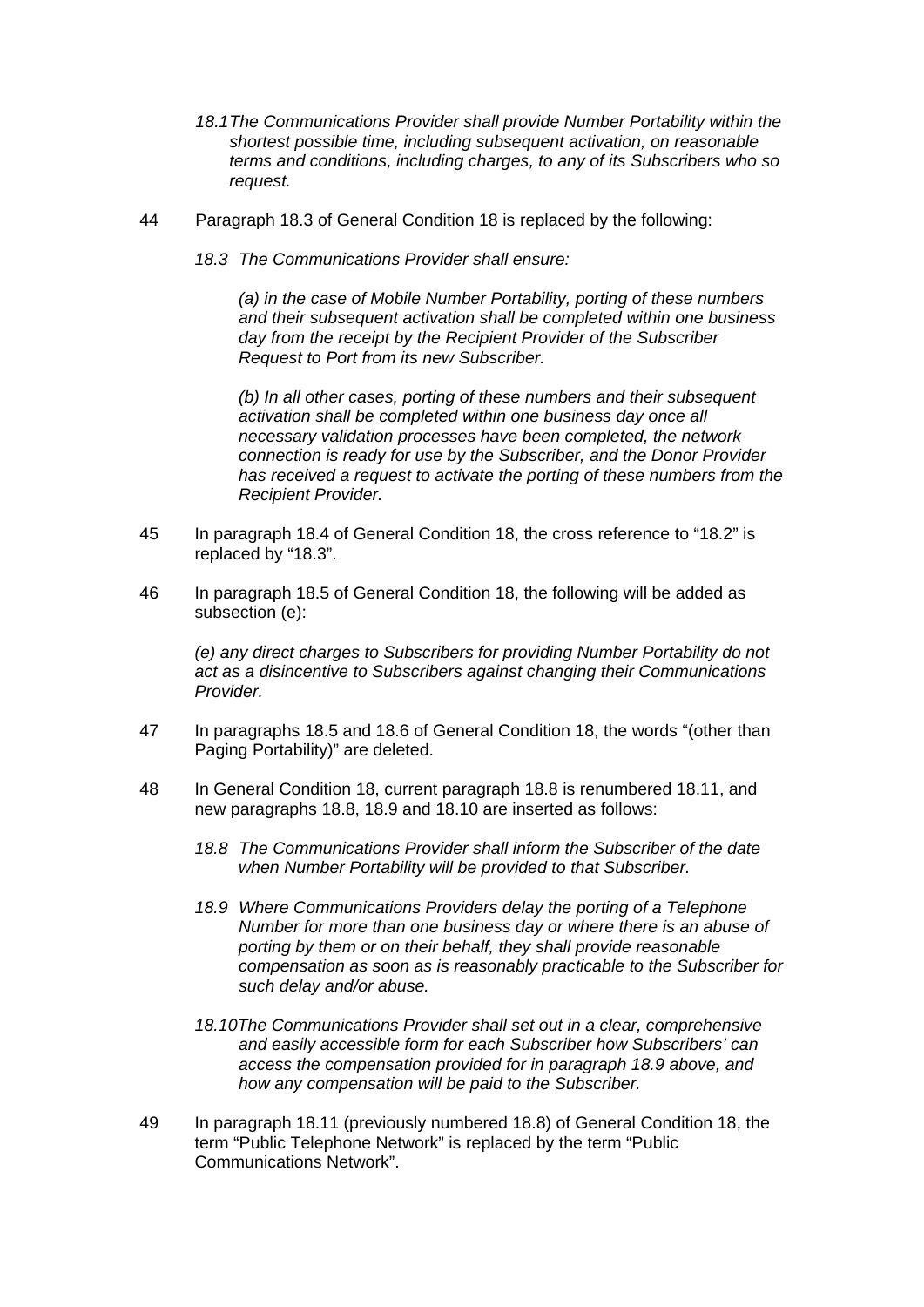*18.1 The Communications Provider shall provide Number Portability within the shortest possible time, including subsequent activation, on reasonable terms and conditions, including charges, to any of its Subscribers who so request.*

44 Paragraph 18.3 of General Condition 18 is replaced by the following:

*18.3 The Communications Provider shall ensure:*

*(a) in the case of Mobile Number Portability, porting of these numbers and their subsequent activation shall be completed within one business day from the receipt by the Recipient Provider of the Subscriber Request to Port from its new Subscriber.*

*(b) In all other cases, porting of these numbers and their subsequent activation shall be completed within one business day once all necessary validation processes have been completed, the network connection is ready for use by the Subscriber, and the Donor Provider has received a request to activate the porting of these numbers from the Recipient Provider.*

45 In paragraph 18.4 of General Condition 18, the cross reference to "18.2" is replaced by "18.3".

46 In paragraph 18.5 of General Condition 18, the following will be added as subsection (e):

*(e) any direct charges to Subscribers for providing Number Portability do not act as a disincentive to Subscribers against changing their Communications Provider.*

47 In paragraphs 18.5 and 18.6 of General Condition 18, the words "(other than Paging Portability)" are deleted.

48 In General Condition 18, current paragraph 18.8 is renumbered 18.11, and new paragraphs 18.8, 18.9 and 18.10 are inserted as follows:

*18.8 The Communications Provider shall inform the Subscriber of the date when Number Portability will be provided to that Subscriber.*

*18.9 Where Communications Providers delay the porting of a Telephone Number for more than one business day or where there is an abuse of porting by them or on their behalf, they shall provide reasonable compensation as soon as is reasonably practicable to the Subscriber for such delay and/or abuse.*

*18.10 The Communications Provider shall set out in a clear, comprehensive and easily accessible form for each Subscriber how Subscribers' can access the compensation provided for in paragraph 18.9 above, and how any compensation will be paid to the Subscriber.*

49 In paragraph 18.11 (previously numbered 18.8) of General Condition 18, the term "Public Telephone Network" is replaced by the term "Public Communications Network".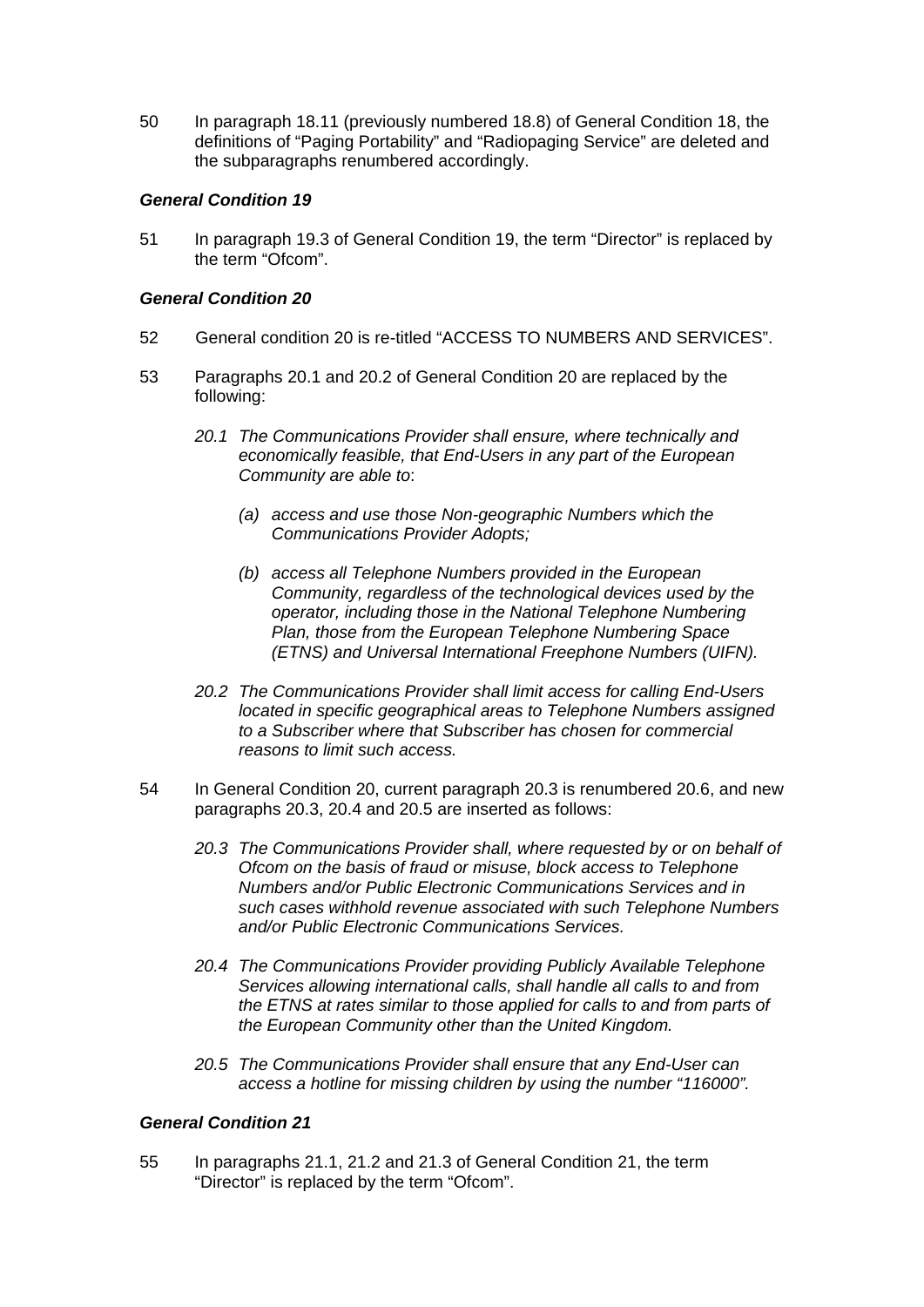50 In paragraph 18.11 (previously numbered 18.8) of General Condition 18, the definitions of "Paging Portability" and "Radiopaging Service" are deleted and the subparagraphs renumbered accordingly.

***General Condition 19***

51 In paragraph 19.3 of General Condition 19, the term "Director" is replaced by the term "Ofcom".

***General Condition 20***

52 General condition 20 is re-titled "ACCESS TO NUMBERS AND SERVICES".

53 Paragraphs 20.1 and 20.2 of General Condition 20 are replaced by the following:

> *20.1 The Communications Provider shall ensure, where technically and economically feasible, that End-Users in any part of the European Community are able to*:
>
> > *(a) access and use those Non-geographic Numbers which the Communications Provider Adopts;*
> >
> > *(b) access all Telephone Numbers provided in the European Community, regardless of the technological devices used by the operator, including those in the National Telephone Numbering Plan, those from the European Telephone Numbering Space (ETNS) and Universal International Freephone Numbers (UIFN).*
>
> *20.2 The Communications Provider shall limit access for calling End-Users located in specific geographical areas to Telephone Numbers assigned to a Subscriber where that Subscriber has chosen for commercial reasons to limit such access.*

54 In General Condition 20, current paragraph 20.3 is renumbered 20.6, and new paragraphs 20.3, 20.4 and 20.5 are inserted as follows:

> *20.3 The Communications Provider shall, where requested by or on behalf of Ofcom on the basis of fraud or misuse, block access to Telephone Numbers and/or Public Electronic Communications Services and in such cases withhold revenue associated with such Telephone Numbers and/or Public Electronic Communications Services.*
>
> *20.4 The Communications Provider providing Publicly Available Telephone Services allowing international calls, shall handle all calls to and from the ETNS at rates similar to those applied for calls to and from parts of the European Community other than the United Kingdom.*
>
> *20.5 The Communications Provider shall ensure that any End-User can access a hotline for missing children by using the number "116000".*

***General Condition 21***

55 In paragraphs 21.1, 21.2 and 21.3 of General Condition 21, the term "Director" is replaced by the term "Ofcom".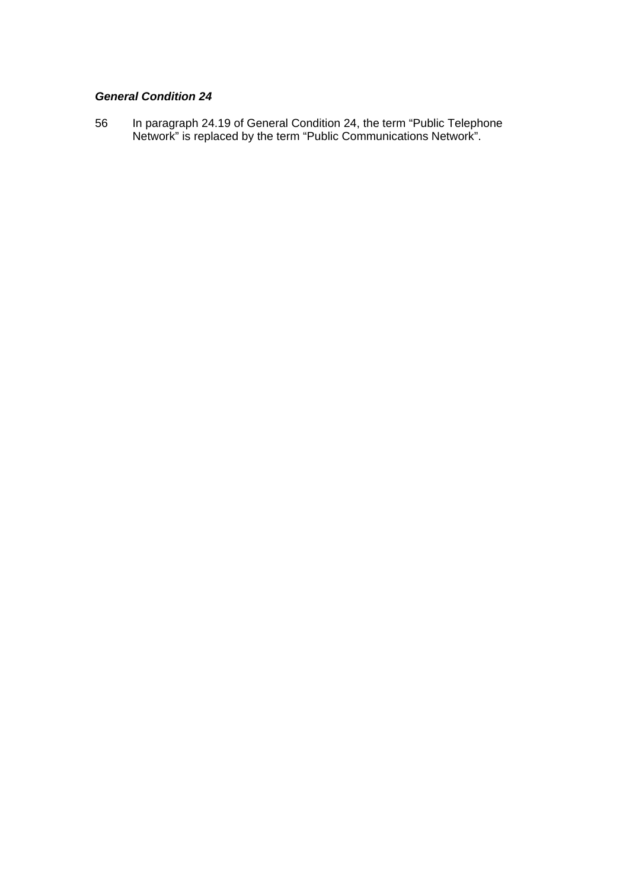***General Condition 24***

56 In paragraph 24.19 of General Condition 24, the term "Public Telephone Network" is replaced by the term "Public Communications Network".